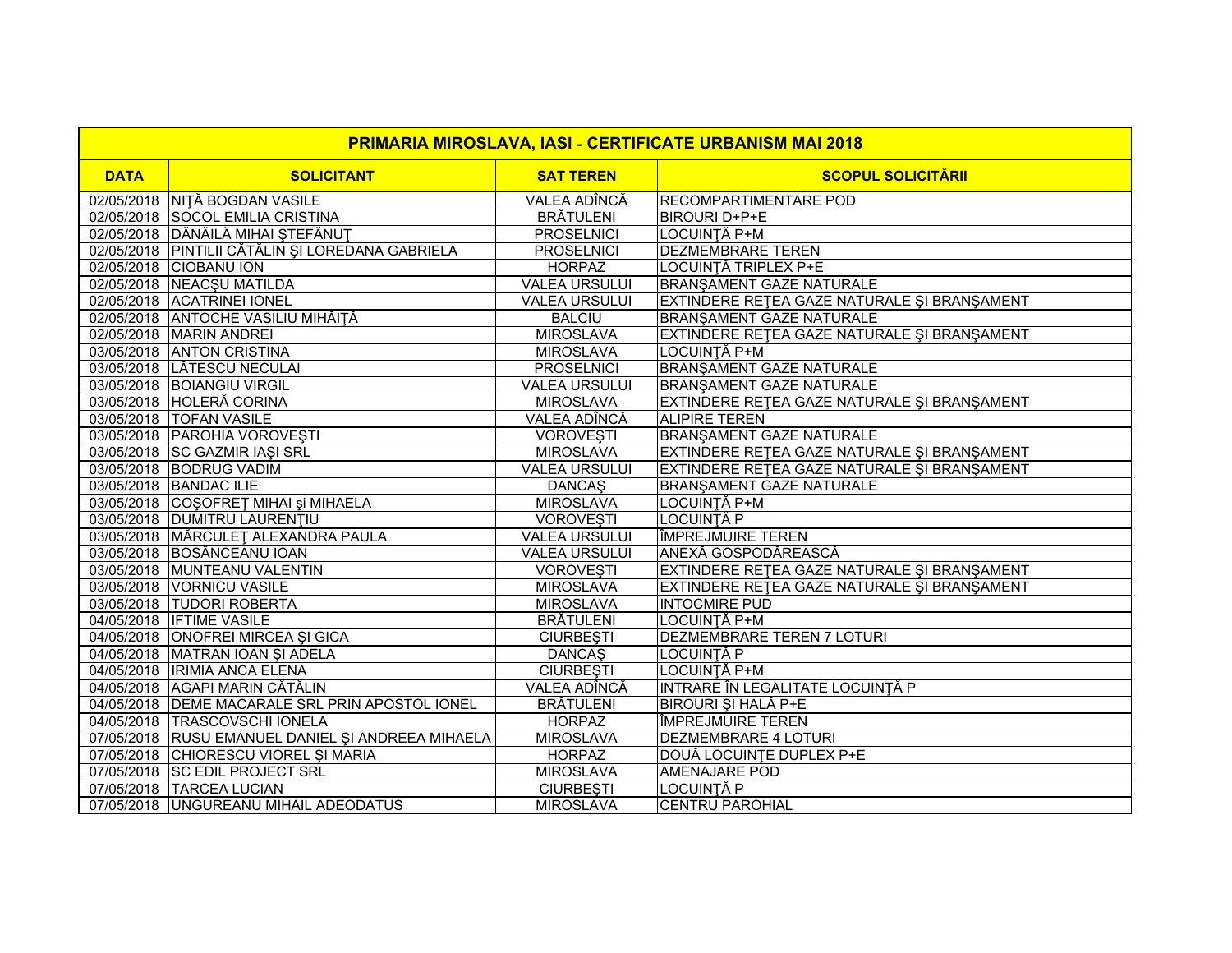| PRIMARIA MIROSLAVA, IASI - CERTIFICATE URBANISM MAI 2018 | | | |
|---|---|---|---|
| **DATA** | **SOLICITANT** | **SAT TEREN** | **SCOPUL SOLICITĂRII** |
| 02/05/2018 | NIŢĂ BOGDAN VASILE | VALEA ADÎNCĂ | RECOMPARTIMENTARE POD |
| 02/05/2018 | SOCOL EMILIA CRISTINA | BRĂTULENI | BIROURI D+P+E |
| 02/05/2018 | DĂNĂILĂ MIHAI ŞTEFĂNUŢ | PROSELNICI | LOCUINŢĂ P+M |
| 02/05/2018 | PINTILII CĂTĂLIN ŞI LOREDANA GABRIELA | PROSELNICI | DEZMEMBRARE TEREN |
| 02/05/2018 | CIOBANU ION | HORPAZ | LOCUINŢĂ TRIPLEX P+E |
| 02/05/2018 | NEACŞU MATILDA | VALEA URSULUI | BRANŞAMENT GAZE NATURALE |
| 02/05/2018 | ACATRINEI IONEL | VALEA URSULUI | EXTINDERE REŢEA GAZE NATURALE ŞI BRANŞAMENT |
| 02/05/2018 | ANTOCHE VASILIU MIHĂIŢĂ | BALCIU | BRANŞAMENT GAZE NATURALE |
| 02/05/2018 | MARIN ANDREI | MIROSLAVA | EXTINDERE REŢEA GAZE NATURALE ŞI BRANŞAMENT |
| 03/05/2018 | ANTON CRISTINA | MIROSLAVA | LOCUINŢĂ P+M |
| 03/05/2018 | LĂTESCU NECULAI | PROSELNICI | BRANŞAMENT GAZE NATURALE |
| 03/05/2018 | BOIANGIU VIRGIL | VALEA URSULUI | BRANŞAMENT GAZE NATURALE |
| 03/05/2018 | HOLERĂ CORINA | MIROSLAVA | EXTINDERE REŢEA GAZE NATURALE ŞI BRANŞAMENT |
| 03/05/2018 | TOFAN VASILE | VALEA ADÎNCĂ | ALIPIRE TEREN |
| 03/05/2018 | PAROHIA VOROVEŞTI | VOROVEŞTI | BRANŞAMENT GAZE NATURALE |
| 03/05/2018 | SC GAZMIR IAŞI SRL | MIROSLAVA | EXTINDERE REŢEA GAZE NATURALE ŞI BRANŞAMENT |
| 03/05/2018 | BODRUG VADIM | VALEA URSULUI | EXTINDERE REŢEA GAZE NATURALE ŞI BRANŞAMENT |
| 03/05/2018 | BANDAC ILIE | DANCAŞ | BRANŞAMENT GAZE NATURALE |
| 03/05/2018 | COŞOFREŢ MIHAI şi MIHAELA | MIROSLAVA | LOCUINŢĂ P+M |
| 03/05/2018 | DUMITRU LAURENŢIU | VOROVEŞTI | LOCUINŢĂ P |
| 03/05/2018 | MĂRCULEŢ ALEXANDRA PAULA | VALEA URSULUI | ÎMPREJMUIRE TEREN |
| 03/05/2018 | BOSÂNCEANU IOAN | VALEA URSULUI | ANEXĂ GOSPODĂREASCĂ |
| 03/05/2018 | MUNTEANU VALENTIN | VOROVEŞTI | EXTINDERE REŢEA GAZE NATURALE ŞI BRANŞAMENT |
| 03/05/2018 | VORNICU VASILE | MIROSLAVA | EXTINDERE REŢEA GAZE NATURALE ŞI BRANŞAMENT |
| 03/05/2018 | TUDORI ROBERTA | MIROSLAVA | INTOCMIRE PUD |
| 04/05/2018 | IFTIME VASILE | BRĂTULENI | LOCUINŢĂ P+M |
| 04/05/2018 | ONOFREI MIRCEA ŞI GICA | CIURBEŞTI | DEZMEMBRARE TEREN 7 LOTURI |
| 04/05/2018 | MATRAN IOAN ŞI ADELA | DANCAŞ | LOCUINŢĂ P |
| 04/05/2018 | IRIMIA ANCA ELENA | CIURBEŞTI | LOCUINŢĂ P+M |
| 04/05/2018 | AGAPI MARIN CĂTĂLIN | VALEA ADÎNCĂ | INTRARE ÎN LEGALITATE LOCUINŢĂ P |
| 04/05/2018 | DEME MACARALE SRL PRIN APOSTOL IONEL | BRĂTULENI | BIROURI ŞI HALĂ P+E |
| 04/05/2018 | TRASCOVSCHI IONELA | HORPAZ | ÎMPREJMUIRE TEREN |
| 07/05/2018 | RUSU EMANUEL DANIEL ŞI ANDREEA MIHAELA | MIROSLAVA | DEZMEMBRARE 4 LOTURI |
| 07/05/2018 | CHIORESCU VIOREL ŞI MARIA | HORPAZ | DOUĂ LOCUINŢE DUPLEX P+E |
| 07/05/2018 | SC EDIL PROJECT SRL | MIROSLAVA | AMENAJARE POD |
| 07/05/2018 | TARCEA LUCIAN | CIURBEŞTI | LOCUINŢĂ P |
| 07/05/2018 | UNGUREANU MIHAIL ADEODATUS | MIROSLAVA | CENTRU PAROHIAL |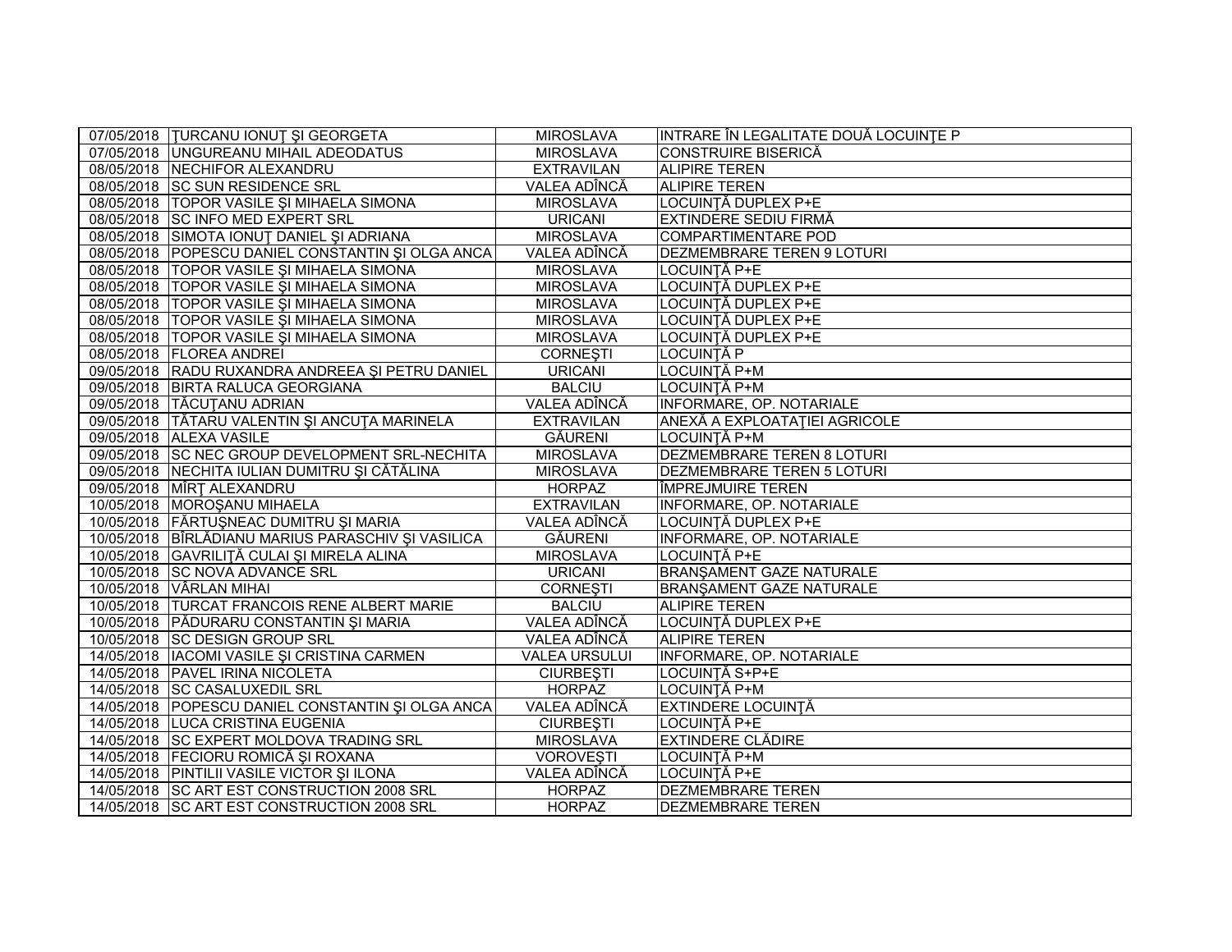| | | | |
|---|---|---|---|
| 07/05/2018 | ŢURCANU IONUŢ ŞI GEORGETA | MIROSLAVA | INTRARE ÎN LEGALITATE DOUĂ LOCUINŢE P |
| 07/05/2018 | UNGUREANU MIHAIL ADEODATUS | MIROSLAVA | CONSTRUIRE BISERICĂ |
| 08/05/2018 | NECHIFOR ALEXANDRU | EXTRAVILAN | ALIPIRE TEREN |
| 08/05/2018 | SC SUN RESIDENCE SRL | VALEA ADÎNCĂ | ALIPIRE TEREN |
| 08/05/2018 | TOPOR VASILE ŞI MIHAELA SIMONA | MIROSLAVA | LOCUINŢĂ DUPLEX P+E |
| 08/05/2018 | SC INFO MED EXPERT SRL | URICANI | EXTINDERE SEDIU FIRMĂ |
| 08/05/2018 | SIMOTA IONUŢ DANIEL ŞI ADRIANA | MIROSLAVA | COMPARTIMENTARE POD |
| 08/05/2018 | POPESCU DANIEL CONSTANTIN ŞI OLGA ANCA | VALEA ADÎNCĂ | DEZMEMBRARE TEREN 9 LOTURI |
| 08/05/2018 | TOPOR VASILE ŞI MIHAELA SIMONA | MIROSLAVA | LOCUINŢĂ P+E |
| 08/05/2018 | TOPOR VASILE ŞI MIHAELA SIMONA | MIROSLAVA | LOCUINŢĂ DUPLEX P+E |
| 08/05/2018 | TOPOR VASILE ŞI MIHAELA SIMONA | MIROSLAVA | LOCUINŢĂ DUPLEX P+E |
| 08/05/2018 | TOPOR VASILE ŞI MIHAELA SIMONA | MIROSLAVA | LOCUINŢĂ DUPLEX P+E |
| 08/05/2018 | TOPOR VASILE ŞI MIHAELA SIMONA | MIROSLAVA | LOCUINŢĂ DUPLEX P+E |
| 08/05/2018 | FLOREA ANDREI | CORNEŞTI | LOCUINŢĂ P |
| 09/05/2018 | RADU RUXANDRA ANDREEA ŞI PETRU DANIEL | URICANI | LOCUINŢĂ P+M |
| 09/05/2018 | BIRTA RALUCA GEORGIANA | BALCIU | LOCUINŢĂ P+M |
| 09/05/2018 | TĂCUŢANU ADRIAN | VALEA ADÎNCĂ | INFORMARE, OP. NOTARIALE |
| 09/05/2018 | TĂTARU VALENTIN ŞI ANCUŢA MARINELA | EXTRAVILAN | ANEXĂ A EXPLOATAŢIEI AGRICOLE |
| 09/05/2018 | ALEXA VASILE | GĂURENI | LOCUINŢĂ P+M |
| 09/05/2018 | SC NEC GROUP DEVELOPMENT SRL-NECHITA | MIROSLAVA | DEZMEMBRARE TEREN 8 LOTURI |
| 09/05/2018 | NECHITA IULIAN DUMITRU ŞI CĂTĂLINA | MIROSLAVA | DEZMEMBRARE TEREN 5 LOTURI |
| 09/05/2018 | MÎRŢ ALEXANDRU | HORPAZ | ÎMPREJMUIRE TEREN |
| 10/05/2018 | MOROŞANU MIHAELA | EXTRAVILAN | INFORMARE, OP. NOTARIALE |
| 10/05/2018 | FĂRTUŞNEAC DUMITRU ŞI MARIA | VALEA ADÎNCĂ | LOCUINŢĂ DUPLEX P+E |
| 10/05/2018 | BÎRLĂDIANU MARIUS PARASCHIV ŞI VASILICA | GĂURENI | INFORMARE, OP. NOTARIALE |
| 10/05/2018 | GAVRILIŢĂ CULAI ŞI MIRELA ALINA | MIROSLAVA | LOCUINŢĂ P+E |
| 10/05/2018 | SC NOVA ADVANCE SRL | URICANI | BRANŞAMENT GAZE NATURALE |
| 10/05/2018 | VÂRLAN MIHAI | CORNEŞTI | BRANŞAMENT GAZE NATURALE |
| 10/05/2018 | TURCAT FRANCOIS RENE ALBERT MARIE | BALCIU | ALIPIRE TEREN |
| 10/05/2018 | PĂDURARU CONSTANTIN ŞI MARIA | VALEA ADÎNCĂ | LOCUINŢĂ DUPLEX P+E |
| 10/05/2018 | SC DESIGN GROUP SRL | VALEA ADÎNCĂ | ALIPIRE TEREN |
| 14/05/2018 | IACOMI VASILE ŞI CRISTINA CARMEN | VALEA URSULUI | INFORMARE, OP. NOTARIALE |
| 14/05/2018 | PAVEL IRINA NICOLETA | CIURBEŞTI | LOCUINŢĂ S+P+E |
| 14/05/2018 | SC CASALUXEDIL SRL | HORPAZ | LOCUINŢĂ P+M |
| 14/05/2018 | POPESCU DANIEL CONSTANTIN ŞI OLGA ANCA | VALEA ADÎNCĂ | EXTINDERE LOCUINŢĂ |
| 14/05/2018 | LUCA CRISTINA EUGENIA | CIURBEŞTI | LOCUINŢĂ P+E |
| 14/05/2018 | SC EXPERT MOLDOVA TRADING SRL | MIROSLAVA | EXTINDERE CLĂDIRE |
| 14/05/2018 | FECIORU ROMICĂ ŞI ROXANA | VOROVEŞTI | LOCUINŢĂ P+M |
| 14/05/2018 | PINTILII VASILE VICTOR ŞI ILONA | VALEA ADÎNCĂ | LOCUINŢĂ P+E |
| 14/05/2018 | SC ART EST CONSTRUCTION 2008 SRL | HORPAZ | DEZMEMBRARE TEREN |
| 14/05/2018 | SC ART EST CONSTRUCTION 2008 SRL | HORPAZ | DEZMEMBRARE TEREN |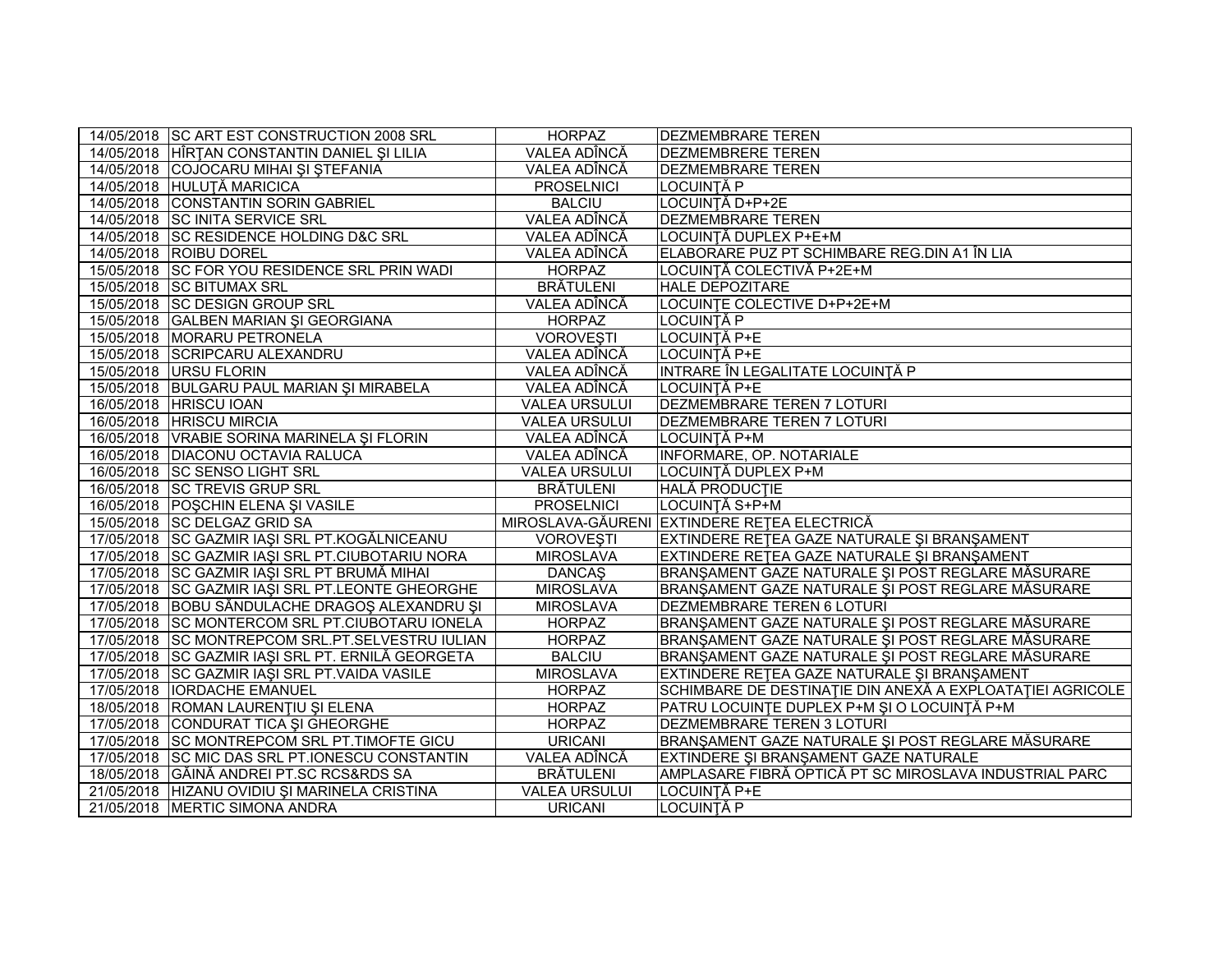| | | | |
|---|---|---|---|
| 14/05/2018 | SC ART EST CONSTRUCTION 2008 SRL | HORPAZ | DEZMEMBRARE TEREN |
| 14/05/2018 | HÎRŢAN CONSTANTIN DANIEL ŞI LILIA | VALEA ADÎNCĂ | DEZMEMBRERE TEREN |
| 14/05/2018 | COJOCARU MIHAI ŞI ŞTEFANIA | VALEA ADÎNCĂ | DEZMEMBRARE TEREN |
| 14/05/2018 | HULUŢĂ MARICICA | PROSELNICI | LOCUINŢĂ P |
| 14/05/2018 | CONSTANTIN SORIN GABRIEL | BALCIU | LOCUINŢĂ D+P+2E |
| 14/05/2018 | SC INITA SERVICE SRL | VALEA ADÎNCĂ | DEZMEMBRARE TEREN |
| 14/05/2018 | SC RESIDENCE HOLDING D&C SRL | VALEA ADÎNCĂ | LOCUINŢĂ DUPLEX P+E+M |
| 14/05/2018 | ROIBU DOREL | VALEA ADÎNCĂ | ELABORARE PUZ PT SCHIMBARE REG.DIN A1 ÎN LIA |
| 15/05/2018 | SC FOR YOU RESIDENCE SRL PRIN WADI | HORPAZ | LOCUINŢĂ COLECTIVĂ P+2E+M |
| 15/05/2018 | SC BITUMAX SRL | BRĂTULENI | HALE DEPOZITARE |
| 15/05/2018 | SC DESIGN GROUP SRL | VALEA ADÎNCĂ | LOCUINŢE COLECTIVE D+P+2E+M |
| 15/05/2018 | GALBEN MARIAN ŞI GEORGIANA | HORPAZ | LOCUINŢĂ P |
| 15/05/2018 | MORARU PETRONELA | VOROVEŞTI | LOCUINŢĂ P+E |
| 15/05/2018 | SCRIPCARU ALEXANDRU | VALEA ADÎNCĂ | LOCUINŢĂ P+E |
| 15/05/2018 | URSU FLORIN | VALEA ADÎNCĂ | INTRARE ÎN LEGALITATE LOCUINŢĂ P |
| 15/05/2018 | BULGARU PAUL MARIAN ŞI MIRABELA | VALEA ADÎNCĂ | LOCUINŢĂ P+E |
| 16/05/2018 | HRISCU IOAN | VALEA URSULUI | DEZMEMBRARE TEREN 7 LOTURI |
| 16/05/2018 | HRISCU MIRCIA | VALEA URSULUI | DEZMEMBRARE TEREN 7 LOTURI |
| 16/05/2018 | VRABIE SORINA MARINELA ŞI FLORIN | VALEA ADÎNCĂ | LOCUINŢĂ P+M |
| 16/05/2018 | DIACONU OCTAVIA RALUCA | VALEA ADÎNCĂ | INFORMARE, OP. NOTARIALE |
| 16/05/2018 | SC SENSO LIGHT SRL | VALEA URSULUI | LOCUINŢĂ DUPLEX P+M |
| 16/05/2018 | SC TREVIS GRUP SRL | BRĂTULENI | HALĂ PRODUCŢIE |
| 16/05/2018 | POŞCHIN ELENA ŞI VASILE | PROSELNICI | LOCUINŢĂ S+P+M |
| 15/05/2018 | SC DELGAZ GRID SA | MIROSLAVA-GĂURENI | EXTINDERE REŢEA ELECTRICĂ |
| 17/05/2018 | SC GAZMIR IAŞI SRL PT.KOGĂLNICEANU | VOROVEŞTI | EXTINDERE REŢEA GAZE NATURALE ŞI BRANŞAMENT |
| 17/05/2018 | SC GAZMIR IAŞI SRL PT.CIUBOTARIU NORA | MIROSLAVA | EXTINDERE REŢEA GAZE NATURALE ŞI BRANŞAMENT |
| 17/05/2018 | SC GAZMIR IAŞI SRL PT BRUMĂ MIHAI | DANCAŞ | BRANŞAMENT GAZE NATURALE ŞI POST REGLARE MĂSURARE |
| 17/05/2018 | SC GAZMIR IAŞI SRL PT.LEONTE GHEORGHE | MIROSLAVA | BRANŞAMENT GAZE NATURALE ŞI POST REGLARE MĂSURARE |
| 17/05/2018 | BOBU SĂNDULACHE DRAGOŞ ALEXANDRU ŞI | MIROSLAVA | DEZMEMBRARE TEREN 6 LOTURI |
| 17/05/2018 | SC MONTERCOM SRL PT.CIUBOTARU IONELA | HORPAZ | BRANŞAMENT GAZE NATURALE ŞI POST REGLARE MĂSURARE |
| 17/05/2018 | SC MONTREPCOM SRL.PT.SELVESTRU IULIAN | HORPAZ | BRANŞAMENT GAZE NATURALE ŞI POST REGLARE MĂSURARE |
| 17/05/2018 | SC GAZMIR IAŞI SRL PT. ERNILĂ GEORGETA | BALCIU | BRANŞAMENT GAZE NATURALE ŞI POST REGLARE MĂSURARE |
| 17/05/2018 | SC GAZMIR IAŞI SRL PT.VAIDA VASILE | MIROSLAVA | EXTINDERE REŢEA GAZE NATURALE ŞI BRANŞAMENT |
| 17/05/2018 | IORDACHE EMANUEL | HORPAZ | SCHIMBARE DE DESTINAŢIE DIN ANEXĂ A EXPLOATAŢIEI AGRICOLE |
| 18/05/2018 | ROMAN LAURENŢIU ŞI ELENA | HORPAZ | PATRU LOCUINŢE DUPLEX P+M ŞI O LOCUINŢĂ P+M |
| 17/05/2018 | CONDURAT TICA ŞI GHEORGHE | HORPAZ | DEZMEMBRARE TEREN 3 LOTURI |
| 17/05/2018 | SC MONTREPCOM SRL PT.TIMOFTE GICU | URICANI | BRANŞAMENT GAZE NATURALE ŞI POST REGLARE MĂSURARE |
| 17/05/2018 | SC MIC DAS SRL PT.IONESCU CONSTANTIN | VALEA ADÎNCĂ | EXTINDERE ŞI BRANŞAMENT GAZE NATURALE |
| 18/05/2018 | GĂINĂ ANDREI PT.SC RCS&RDS SA | BRĂTULENI | AMPLASARE FIBRĂ OPTICĂ PT SC MIROSLAVA INDUSTRIAL PARC |
| 21/05/2018 | HIZANU OVIDIU ŞI MARINELA CRISTINA | VALEA URSULUI | LOCUINŢĂ P+E |
| 21/05/2018 | MERTIC SIMONA ANDRA | URICANI | LOCUINŢĂ P |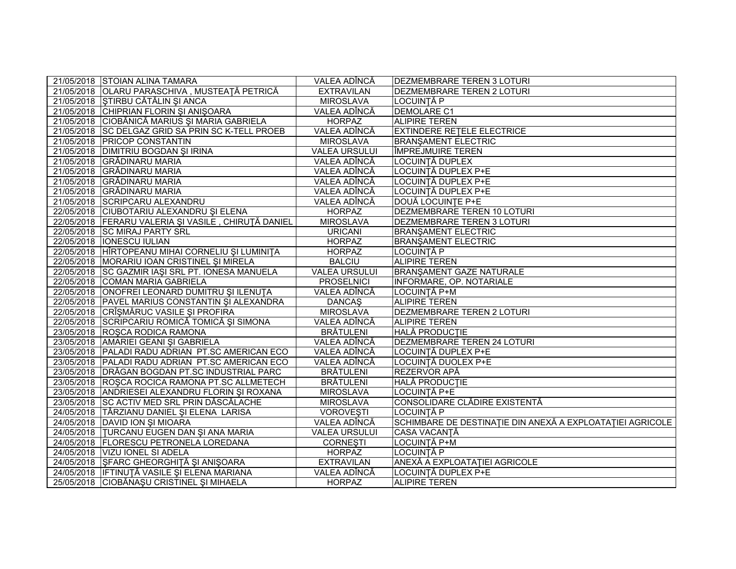| | | | |
|---|---|---|---|
| 21/05/2018 | STOIAN ALINA TAMARA | VALEA ADÎNCĂ | DEZMEMBRARE TEREN 3 LOTURI |
| 21/05/2018 | OLARU PARASCHIVA , MUSTEAŢĂ PETRICĂ | EXTRAVILAN | DEZMEMBRARE TEREN 2 LOTURI |
| 21/05/2018 | ŞTIRBU CĂTĂLIN ŞI ANCA | MIROSLAVA | LOCUINŢĂ P |
| 21/05/2018 | CHIPRIAN FLORIN ŞI ANIŞOARA | VALEA ADÎNCĂ | DEMOLARE C1 |
| 21/05/2018 | CIOBĂNICĂ MARIUS ŞI MARIA GABRIELA | HORPAZ | ALIPIRE TEREN |
| 21/05/2018 | SC DELGAZ GRID SA PRIN SC K-TELL PROEB | VALEA ADÎNCĂ | EXTINDERE REŢELE ELECTRICE |
| 21/05/2018 | PRICOP CONSTANTIN | MIROSLAVA | BRANŞAMENT ELECTRIC |
| 21/05/2018 | DIMITRIU BOGDAN ŞI IRINA | VALEA URSULUI | ÎMPREJMUIRE TEREN |
| 21/05/2018 | GRĂDINARU MARIA | VALEA ADÎNCĂ | LOCUINŢĂ DUPLEX |
| 21/05/2018 | GRĂDINARU MARIA | VALEA ADÎNCĂ | LOCUINŢĂ DUPLEX P+E |
| 21/05/2018 | GRĂDINARU MARIA | VALEA ADÎNCĂ | LOCUINŢĂ DUPLEX P+E |
| 21/05/2018 | GRĂDINARU MARIA | VALEA ADÎNCĂ | LOCUINŢĂ DUPLEX P+E |
| 21/05/2018 | SCRIPCARU ALEXANDRU | VALEA ADÎNCĂ | DOUĂ LOCUINŢE P+E |
| 22/05/2018 | CIUBOTARIU ALEXANDRU ŞI ELENA | HORPAZ | DEZMEMBRARE TEREN 10 LOTURI |
| 22/05/2018 | FERARU VALERIA ŞI VASILE , CHIRUŢĂ DANIEL | MIROSLAVA | DEZMEMBRARE TEREN 3 LOTURI |
| 22/05/2018 | SC MIRAJ PARTY SRL | URICANI | BRANŞAMENT ELECTRIC |
| 22/05/2018 | IONESCU IULIAN | HORPAZ | BRANŞAMENT ELECTRIC |
| 22/05/2018 | HÎRTOPEANU MIHAI CORNELIU ŞI LUMINIŢA | HORPAZ | LOCUINŢĂ P |
| 22/05/2018 | MORARIU IOAN CRISTINEL ŞI MIRELA | BALCIU | ALIPIRE TEREN |
| 22/05/2018 | SC GAZMIR IAŞI SRL PT. IONESA MANUELA | VALEA URSULUI | BRANŞAMENT GAZE NATURALE |
| 22/05/2018 | COMAN MARIA GABRIELA | PROSELNICI | INFORMARE, OP. NOTARIALE |
| 22/05/2018 | ONOFREI LEONARD DUMITRU ŞI ILENUŢA | VALEA ADÎNCĂ | LOCUINŢĂ P+M |
| 22/05/2018 | PAVEL MARIUS CONSTANTIN ŞI ALEXANDRA | DANCAŞ | ALIPIRE TEREN |
| 22/05/2018 | CRÎŞMĂRUC VASILE ŞI PROFIRA | MIROSLAVA | DEZMEMBRARE TEREN 2 LOTURI |
| 22/05/2018 | SCRIPCARIU ROMICĂ TOMICĂ ŞI SIMONA | VALEA ADÎNCĂ | ALIPIRE TEREN |
| 23/05/2018 | ROŞCA RODICA RAMONA | BRĂTULENI | HALĂ PRODUCŢIE |
| 23/05/2018 | AMARIEI GEANI ŞI GABRIELA | VALEA ADÎNCĂ | DEZMEMBRARE TEREN 24 LOTURI |
| 23/05/2018 | PALADI RADU ADRIAN PT.SC AMERICAN ECO | VALEA ADÎNCĂ | LOCUINŢĂ DUPLEX P+E |
| 23/05/2018 | PALADI RADU ADRIAN PT.SC AMERICAN ECO | VALEA ADÎNCĂ | LOCUINŢĂ DUOLEX P+E |
| 23/05/2018 | DRĂGAN BOGDAN PT.SC INDUSTRIAL PARC | BRĂTULENI | REZERVOR APĂ |
| 23/05/2018 | ROŞCA ROCICA RAMONA PT.SC ALLMETECH | BRĂTULENI | HALĂ PRODUCŢIE |
| 23/05/2018 | ANDRIESEI ALEXANDRU FLORIN ŞI ROXANA | MIROSLAVA | LOCUINŢĂ P+E |
| 23/05/2018 | SC ACTIV MED SRL PRIN DĂSCĂLACHE | MIROSLAVA | CONSOLIDARE CLĂDIRE EXISTENTĂ |
| 24/05/2018 | TÂRZIANU DANIEL ŞI ELENA LARISA | VOROVEŞTI | LOCUINŢĂ P |
| 24/05/2018 | DAVID ION ŞI MIOARA | VALEA ADÎNCĂ | SCHIMBARE DE DESTINAŢIE DIN ANEXĂ A EXPLOATAŢIEI AGRICOLE |
| 24/05/2018 | ŢURCANU EUGEN DAN ŞI ANA MARIA | VALEA URSULUI | CASA VACANŢĂ |
| 24/05/2018 | FLORESCU PETRONELA LOREDANA | CORNEŞTI | LOCUINŢĂ P+M |
| 24/05/2018 | VIZU IONEL SI ADELA | HORPAZ | LOCUINŢĂ P |
| 24/05/2018 | ŞFARC GHEORGHIŢĂ ŞI ANIŞOARA | EXTRAVILAN | ANEXĂ A EXPLOATAŢIEI AGRICOLE |
| 24/05/2018 | IFTINUŢĂ VASILE ŞI ELENA MARIANA | VALEA ADÎNCĂ | LOCUINŢĂ DUPLEX P+E |
| 25/05/2018 | CIOBĂNAŞU CRISTINEL ŞI MIHAELA | HORPAZ | ALIPIRE TEREN |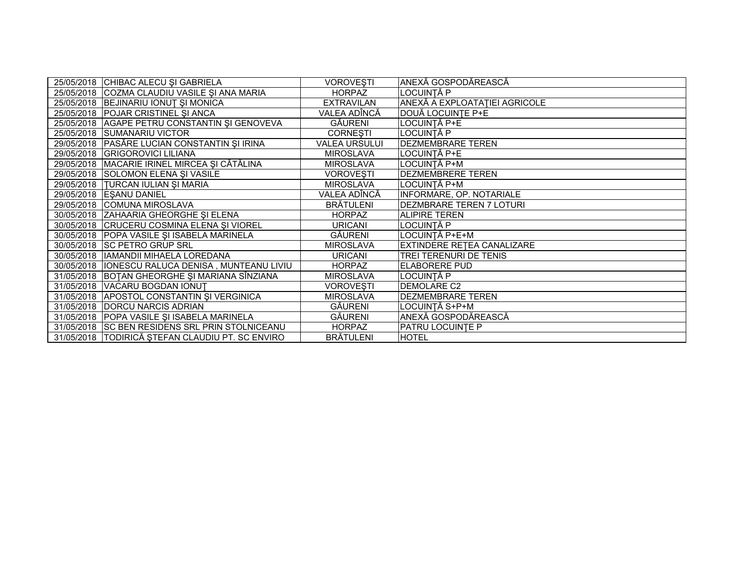| | | | |
|---|---|---|---|
| 25/05/2018 | CHIBAC ALECU ŞI GABRIELA | VOROVEŞTI | ANEXĂ GOSPODĂREASCĂ |
| 25/05/2018 | COZMA CLAUDIU VASILE ŞI ANA MARIA | HORPAZ | LOCUINŢĂ P |
| 25/05/2018 | BEJINARIU IONUŢ ŞI MONICA | EXTRAVILAN | ANEXĂ A EXPLOATAŢIEI AGRICOLE |
| 25/05/2018 | POJAR CRISTINEL ŞI ANCA | VALEA ADÎNCĂ | DOUĂ LOCUINŢE P+E |
| 25/05/2018 | AGAPE PETRU CONSTANTIN ŞI GENOVEVA | GĂURENI | LOCUINŢĂ P+E |
| 25/05/2018 | SUMANARIU VICTOR | CORNEŞTI | LOCUINŢĂ P |
| 29/05/2018 | PASĂRE LUCIAN CONSTANTIN ŞI IRINA | VALEA URSULUI | DEZMEMBRARE TEREN |
| 29/05/2018 | GRIGOROVICI LILIANA | MIROSLAVA | LOCUINŢĂ P+E |
| 29/05/2018 | MACARIE IRINEL MIRCEA ŞI CĂTĂLINA | MIROSLAVA | LOCUINŢĂ P+M |
| 29/05/2018 | SOLOMON ELENA ŞI VASILE | VOROVEŞTI | DEZMEMBRERE TEREN |
| 29/05/2018 | ŢURCAN IULIAN ŞI MARIA | MIROSLAVA | LOCUINŢĂ P+M |
| 29/05/2018 | EŞANU DANIEL | VALEA ADÎNCĂ | INFORMARE, OP. NOTARIALE |
| 29/05/2018 | COMUNA MIROSLAVA | BRĂTULENI | DEZMBRARE TEREN 7 LOTURI |
| 30/05/2018 | ZAHAARIA GHEORGHE ŞI ELENA | HORPAZ | ALIPIRE TEREN |
| 30/05/2018 | CRUCERU COSMINA ELENA ŞI VIOREL | URICANI | LOCUINŢĂ P |
| 30/05/2018 | POPA VASILE ŞI ISABELA MARINELA | GĂURENI | LOCUINŢĂ P+E+M |
| 30/05/2018 | SC PETRO GRUP SRL | MIROSLAVA | EXTINDERE REŢEA CANALIZARE |
| 30/05/2018 | IAMANDII MIHAELA LOREDANA | URICANI | TREI TERENURI DE TENIS |
| 30/05/2018 | IONESCU RALUCA DENISA , MUNTEANU LIVIU | HORPAZ | ELABORERE PUD |
| 31/05/2018 | BOŢAN GHEORGHE ŞI MARIANA SÎNZIANA | MIROSLAVA | LOCUINŢĂ P |
| 31/05/2018 | VACARU BOGDAN IONUŢ | VOROVEŞTI | DEMOLARE C2 |
| 31/05/2018 | APOSTOL CONSTANTIN ŞI VERGINICA | MIROSLAVA | DEZMEMBRARE TEREN |
| 31/05/2018 | DORCU NARCIS ADRIAN | GĂURENI | LOCUINŢĂ S+P+M |
| 31/05/2018 | POPA VASILE ŞI ISABELA MARINELA | GĂURENI | ANEXĂ GOSPODĂREASCĂ |
| 31/05/2018 | SC BEN RESIDENS SRL PRIN STOLNICEANU | HORPAZ | PATRU LOCUINŢE P |
| 31/05/2018 | TODIRICĂ ŞTEFAN CLAUDIU PT. SC ENVIRO | BRĂTULENI | HOTEL |